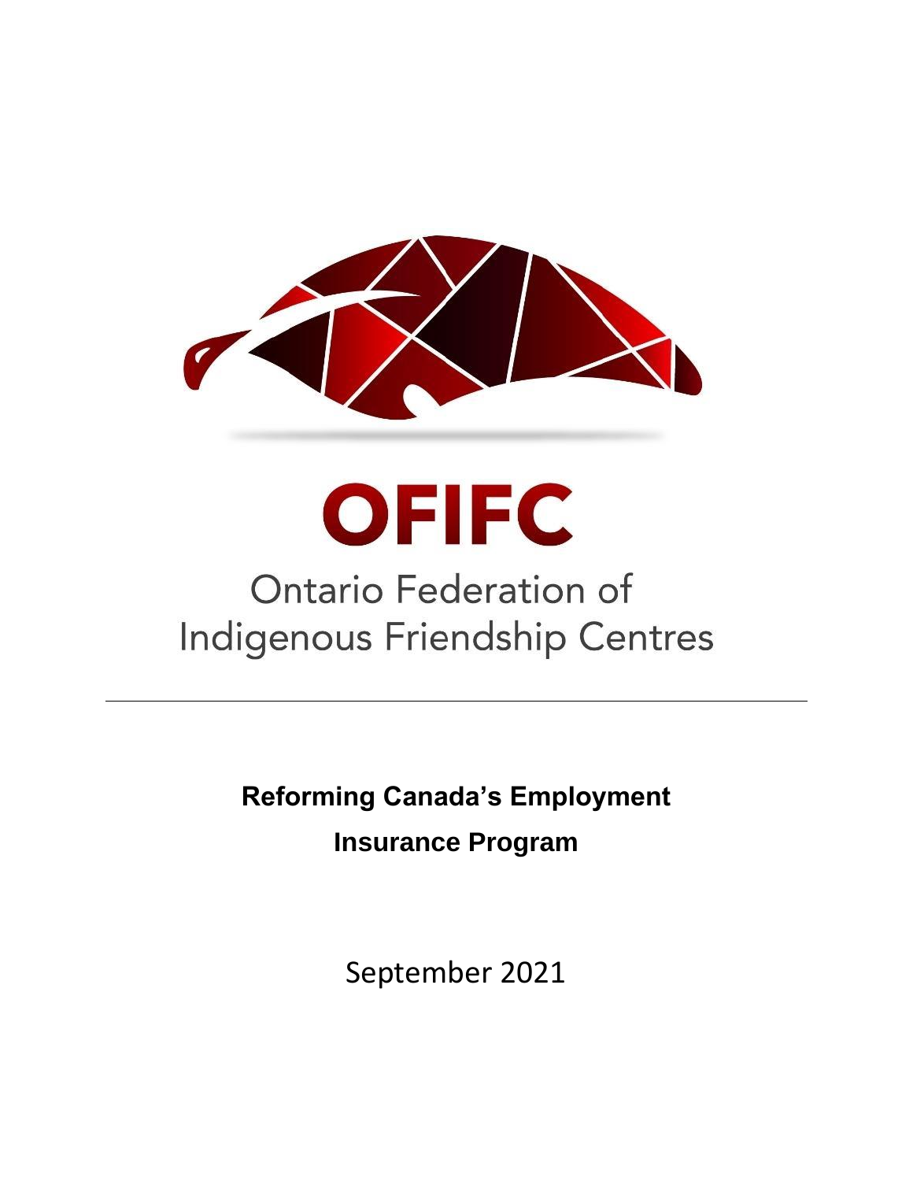# OFIFC

Ontario Federation of Indigenous Friendship Centres

---

**Reforming Canada's Employment Insurance Program**

September 2021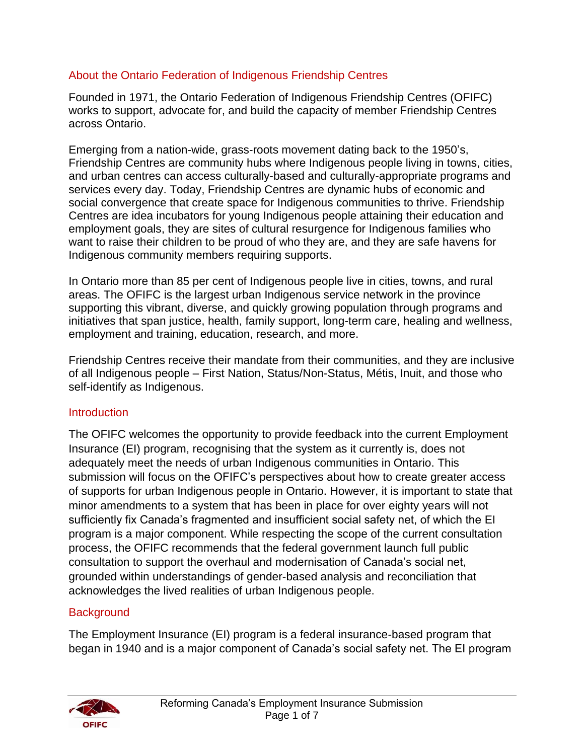## About the Ontario Federation of Indigenous Friendship Centres

Founded in 1971, the Ontario Federation of Indigenous Friendship Centres (OFIFC) works to support, advocate for, and build the capacity of member Friendship Centres across Ontario.

Emerging from a nation-wide, grass-roots movement dating back to the 1950's, Friendship Centres are community hubs where Indigenous people living in towns, cities, and urban centres can access culturally-based and culturally-appropriate programs and services every day. Today, Friendship Centres are dynamic hubs of economic and social convergence that create space for Indigenous communities to thrive. Friendship Centres are idea incubators for young Indigenous people attaining their education and employment goals, they are sites of cultural resurgence for Indigenous families who want to raise their children to be proud of who they are, and they are safe havens for Indigenous community members requiring supports.

In Ontario more than 85 per cent of Indigenous people live in cities, towns, and rural areas. The OFIFC is the largest urban Indigenous service network in the province supporting this vibrant, diverse, and quickly growing population through programs and initiatives that span justice, health, family support, long-term care, healing and wellness, employment and training, education, research, and more.

Friendship Centres receive their mandate from their communities, and they are inclusive of all Indigenous people – First Nation, Status/Non-Status, Métis, Inuit, and those who self-identify as Indigenous.

## Introduction

The OFIFC welcomes the opportunity to provide feedback into the current Employment Insurance (EI) program, recognising that the system as it currently is, does not adequately meet the needs of urban Indigenous communities in Ontario. This submission will focus on the OFIFC's perspectives about how to create greater access of supports for urban Indigenous people in Ontario. However, it is important to state that minor amendments to a system that has been in place for over eighty years will not sufficiently fix Canada's fragmented and insufficient social safety net, of which the EI program is a major component. While respecting the scope of the current consultation process, the OFIFC recommends that the federal government launch full public consultation to support the overhaul and modernisation of Canada's social net, grounded within understandings of gender-based analysis and reconciliation that acknowledges the lived realities of urban Indigenous people.

## Background

The Employment Insurance (EI) program is a federal insurance-based program that began in 1940 and is a major component of Canada's social safety net. The EI program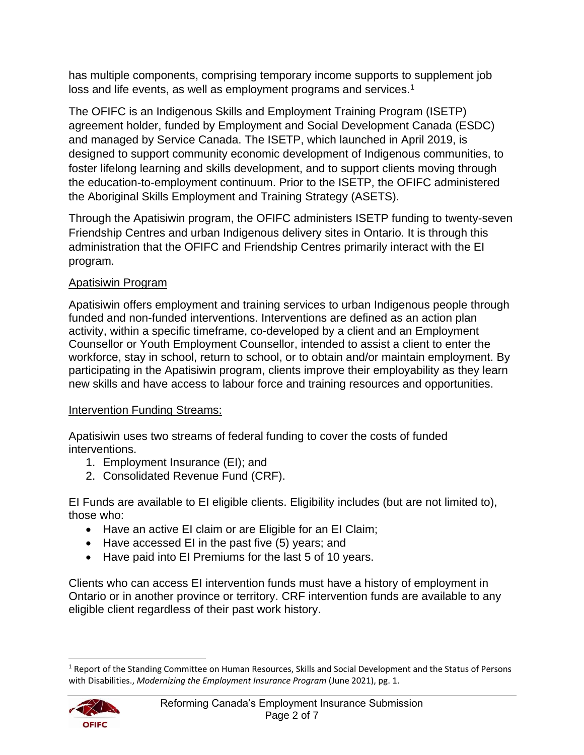has multiple components, comprising temporary income supports to supplement job loss and life events, as well as employment programs and services.[1]

The OFIFC is an Indigenous Skills and Employment Training Program (ISETP) agreement holder, funded by Employment and Social Development Canada (ESDC) and managed by Service Canada. The ISETP, which launched in April 2019, is designed to support community economic development of Indigenous communities, to foster lifelong learning and skills development, and to support clients moving through the education-to-employment continuum. Prior to the ISETP, the OFIFC administered the Aboriginal Skills Employment and Training Strategy (ASETS).

Through the Apatisiwin program, the OFIFC administers ISETP funding to twenty-seven Friendship Centres and urban Indigenous delivery sites in Ontario. It is through this administration that the OFIFC and Friendship Centres primarily interact with the EI program.

## Apatisiwin Program

Apatisiwin offers employment and training services to urban Indigenous people through funded and non-funded interventions. Interventions are defined as an action plan activity, within a specific timeframe, co-developed by a client and an Employment Counsellor or Youth Employment Counsellor, intended to assist a client to enter the workforce, stay in school, return to school, or to obtain and/or maintain employment. By participating in the Apatisiwin program, clients improve their employability as they learn new skills and have access to labour force and training resources and opportunities.

### Intervention Funding Streams:

Apatisiwin uses two streams of federal funding to cover the costs of funded interventions.

1. Employment Insurance (EI); and
2. Consolidated Revenue Fund (CRF).

EI Funds are available to EI eligible clients. Eligibility includes (but are not limited to), those who:

- Have an active EI claim or are Eligible for an EI Claim;
- Have accessed EI in the past five (5) years; and
- Have paid into EI Premiums for the last 5 of 10 years.

Clients who can access EI intervention funds must have a history of employment in Ontario or in another province or territory. CRF intervention funds are available to any eligible client regardless of their past work history.

---

[1] Report of the Standing Committee on Human Resources, Skills and Social Development and the Status of Persons with Disabilities., *Modernizing the Employment Insurance Program* (June 2021), pg. 1.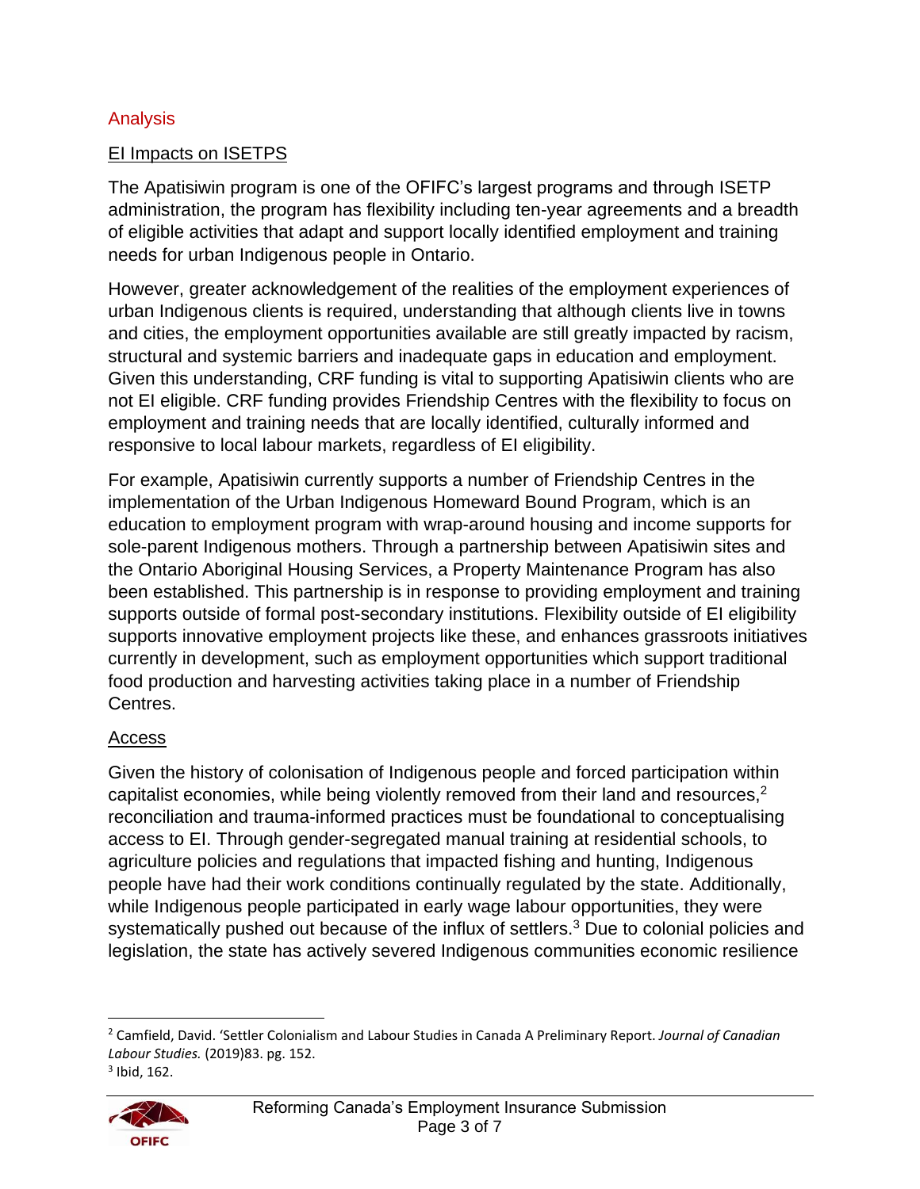## Analysis

### EI Impacts on ISETPS

The Apatisiwin program is one of the OFIFC's largest programs and through ISETP administration, the program has flexibility including ten-year agreements and a breadth of eligible activities that adapt and support locally identified employment and training needs for urban Indigenous people in Ontario.

However, greater acknowledgement of the realities of the employment experiences of urban Indigenous clients is required, understanding that although clients live in towns and cities, the employment opportunities available are still greatly impacted by racism, structural and systemic barriers and inadequate gaps in education and employment. Given this understanding, CRF funding is vital to supporting Apatisiwin clients who are not EI eligible. CRF funding provides Friendship Centres with the flexibility to focus on employment and training needs that are locally identified, culturally informed and responsive to local labour markets, regardless of EI eligibility.

For example, Apatisiwin currently supports a number of Friendship Centres in the implementation of the Urban Indigenous Homeward Bound Program, which is an education to employment program with wrap-around housing and income supports for sole-parent Indigenous mothers. Through a partnership between Apatisiwin sites and the Ontario Aboriginal Housing Services, a Property Maintenance Program has also been established. This partnership is in response to providing employment and training supports outside of formal post-secondary institutions. Flexibility outside of EI eligibility supports innovative employment projects like these, and enhances grassroots initiatives currently in development, such as employment opportunities which support traditional food production and harvesting activities taking place in a number of Friendship Centres.

### Access

Given the history of colonisation of Indigenous people and forced participation within capitalist economies, while being violently removed from their land and resources,[2] reconciliation and trauma-informed practices must be foundational to conceptualising access to EI. Through gender-segregated manual training at residential schools, to agriculture policies and regulations that impacted fishing and hunting, Indigenous people have had their work conditions continually regulated by the state. Additionally, while Indigenous people participated in early wage labour opportunities, they were systematically pushed out because of the influx of settlers.[3] Due to colonial policies and legislation, the state has actively severed Indigenous communities economic resilience

---

[2] Camfield, David. 'Settler Colonialism and Labour Studies in Canada A Preliminary Report. *Journal of Canadian Labour Studies.* (2019)83. pg. 152.

[3] Ibid, 162.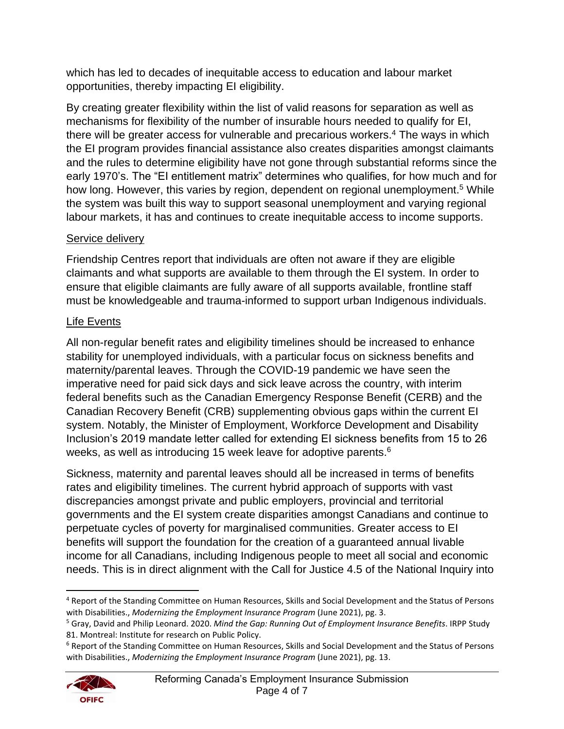which has led to decades of inequitable access to education and labour market opportunities, thereby impacting EI eligibility.

By creating greater flexibility within the list of valid reasons for separation as well as mechanisms for flexibility of the number of insurable hours needed to qualify for EI, there will be greater access for vulnerable and precarious workers.[4] The ways in which the EI program provides financial assistance also creates disparities amongst claimants and the rules to determine eligibility have not gone through substantial reforms since the early 1970's. The "EI entitlement matrix" determines who qualifies, for how much and for how long. However, this varies by region, dependent on regional unemployment.[5] While the system was built this way to support seasonal unemployment and varying regional labour markets, it has and continues to create inequitable access to income supports.

## Service delivery

Friendship Centres report that individuals are often not aware if they are eligible claimants and what supports are available to them through the EI system. In order to ensure that eligible claimants are fully aware of all supports available, frontline staff must be knowledgeable and trauma-informed to support urban Indigenous individuals.

## Life Events

All non-regular benefit rates and eligibility timelines should be increased to enhance stability for unemployed individuals, with a particular focus on sickness benefits and maternity/parental leaves. Through the COVID-19 pandemic we have seen the imperative need for paid sick days and sick leave across the country, with interim federal benefits such as the Canadian Emergency Response Benefit (CERB) and the Canadian Recovery Benefit (CRB) supplementing obvious gaps within the current EI system. Notably, the Minister of Employment, Workforce Development and Disability Inclusion's 2019 mandate letter called for extending EI sickness benefits from 15 to 26 weeks, as well as introducing 15 week leave for adoptive parents.[6]

Sickness, maternity and parental leaves should all be increased in terms of benefits rates and eligibility timelines. The current hybrid approach of supports with vast discrepancies amongst private and public employers, provincial and territorial governments and the EI system create disparities amongst Canadians and continue to perpetuate cycles of poverty for marginalised communities. Greater access to EI benefits will support the foundation for the creation of a guaranteed annual livable income for all Canadians, including Indigenous people to meet all social and economic needs. This is in direct alignment with the Call for Justice 4.5 of the National Inquiry into

---

[4] Report of the Standing Committee on Human Resources, Skills and Social Development and the Status of Persons with Disabilities., *Modernizing the Employment Insurance Program* (June 2021), pg. 3.

[5] Gray, David and Philip Leonard. 2020. *Mind the Gap: Running Out of Employment Insurance Benefits*. IRPP Study 81. Montreal: Institute for research on Public Policy.

[6] Report of the Standing Committee on Human Resources, Skills and Social Development and the Status of Persons with Disabilities., *Modernizing the Employment Insurance Program* (June 2021), pg. 13.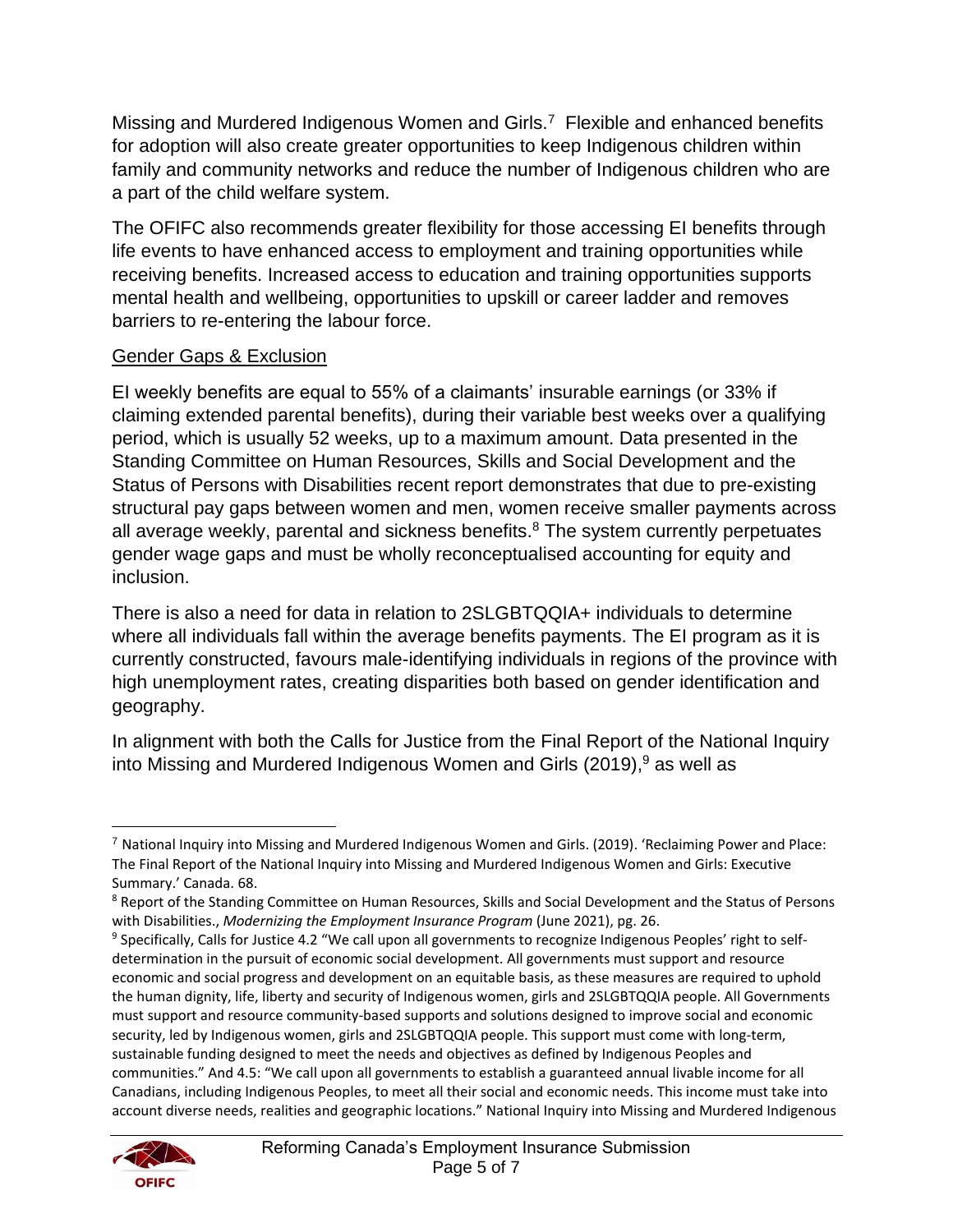Missing and Murdered Indigenous Women and Girls.[7] Flexible and enhanced benefits for adoption will also create greater opportunities to keep Indigenous children within family and community networks and reduce the number of Indigenous children who are a part of the child welfare system.

The OFIFC also recommends greater flexibility for those accessing EI benefits through life events to have enhanced access to employment and training opportunities while receiving benefits. Increased access to education and training opportunities supports mental health and wellbeing, opportunities to upskill or career ladder and removes barriers to re-entering the labour force.

<u>Gender Gaps & Exclusion</u>

EI weekly benefits are equal to 55% of a claimants' insurable earnings (or 33% if claiming extended parental benefits), during their variable best weeks over a qualifying period, which is usually 52 weeks, up to a maximum amount. Data presented in the Standing Committee on Human Resources, Skills and Social Development and the Status of Persons with Disabilities recent report demonstrates that due to pre-existing structural pay gaps between women and men, women receive smaller payments across all average weekly, parental and sickness benefits.[8] The system currently perpetuates gender wage gaps and must be wholly reconceptualised accounting for equity and inclusion.

There is also a need for data in relation to 2SLGBTQQIA+ individuals to determine where all individuals fall within the average benefits payments. The EI program as it is currently constructed, favours male-identifying individuals in regions of the province with high unemployment rates, creating disparities both based on gender identification and geography.

In alignment with both the Calls for Justice from the Final Report of the National Inquiry into Missing and Murdered Indigenous Women and Girls (2019),[9] as well as

---

[7] National Inquiry into Missing and Murdered Indigenous Women and Girls. (2019). 'Reclaiming Power and Place: The Final Report of the National Inquiry into Missing and Murdered Indigenous Women and Girls: Executive Summary.' Canada. 68.

[8] Report of the Standing Committee on Human Resources, Skills and Social Development and the Status of Persons with Disabilities., *Modernizing the Employment Insurance Program* (June 2021), pg. 26.

[9] Specifically, Calls for Justice 4.2 "We call upon all governments to recognize Indigenous Peoples' right to self-determination in the pursuit of economic social development. All governments must support and resource economic and social progress and development on an equitable basis, as these measures are required to uphold the human dignity, life, liberty and security of Indigenous women, girls and 2SLGBTQQIA people. All Governments must support and resource community-based supports and solutions designed to improve social and economic security, led by Indigenous women, girls and 2SLGBTQQIA people. This support must come with long-term, sustainable funding designed to meet the needs and objectives as defined by Indigenous Peoples and communities." And 4.5: "We call upon all governments to establish a guaranteed annual livable income for all Canadians, including Indigenous Peoples, to meet all their social and economic needs. This income must take into account diverse needs, realities and geographic locations." National Inquiry into Missing and Murdered Indigenous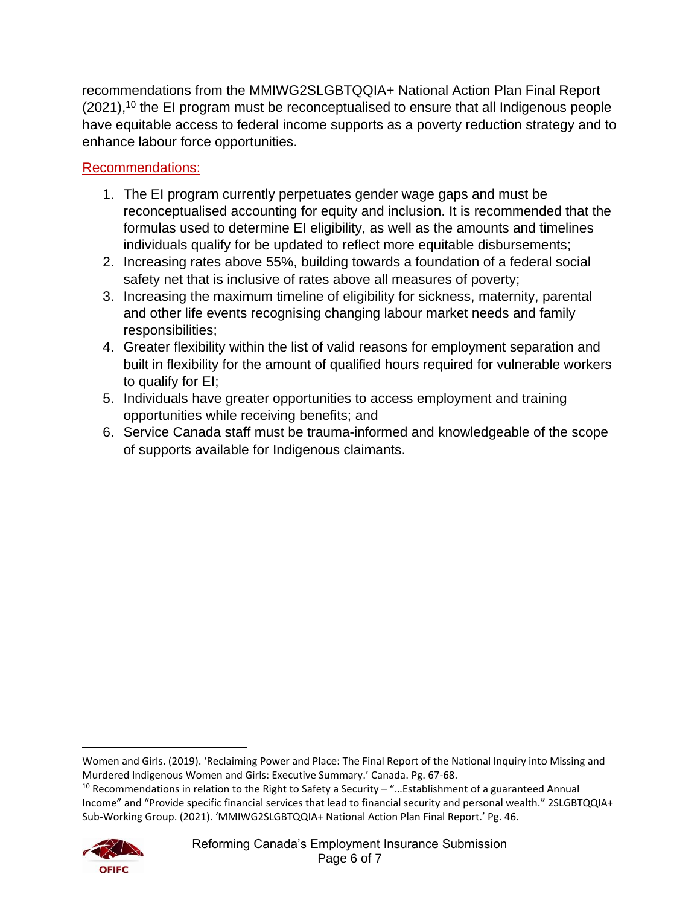recommendations from the MMIWG2SLGBTQQIA+ National Action Plan Final Report (2021),[10] the EI program must be reconceptualised to ensure that all Indigenous people have equitable access to federal income supports as a poverty reduction strategy and to enhance labour force opportunities.

Recommendations:

1. The EI program currently perpetuates gender wage gaps and must be reconceptualised accounting for equity and inclusion. It is recommended that the formulas used to determine EI eligibility, as well as the amounts and timelines individuals qualify for be updated to reflect more equitable disbursements;
2. Increasing rates above 55%, building towards a foundation of a federal social safety net that is inclusive of rates above all measures of poverty;
3. Increasing the maximum timeline of eligibility for sickness, maternity, parental and other life events recognising changing labour market needs and family responsibilities;
4. Greater flexibility within the list of valid reasons for employment separation and built in flexibility for the amount of qualified hours required for vulnerable workers to qualify for EI;
5. Individuals have greater opportunities to access employment and training opportunities while receiving benefits; and
6. Service Canada staff must be trauma-informed and knowledgeable of the scope of supports available for Indigenous claimants.

---

Women and Girls. (2019). 'Reclaiming Power and Place: The Final Report of the National Inquiry into Missing and Murdered Indigenous Women and Girls: Executive Summary.' Canada. Pg. 67-68.

[10] Recommendations in relation to the Right to Safety a Security – "…Establishment of a guaranteed Annual Income" and "Provide specific financial services that lead to financial security and personal wealth." 2SLGBTQQIA+ Sub-Working Group. (2021). 'MMIWG2SLGBTQQIA+ National Action Plan Final Report.' Pg. 46.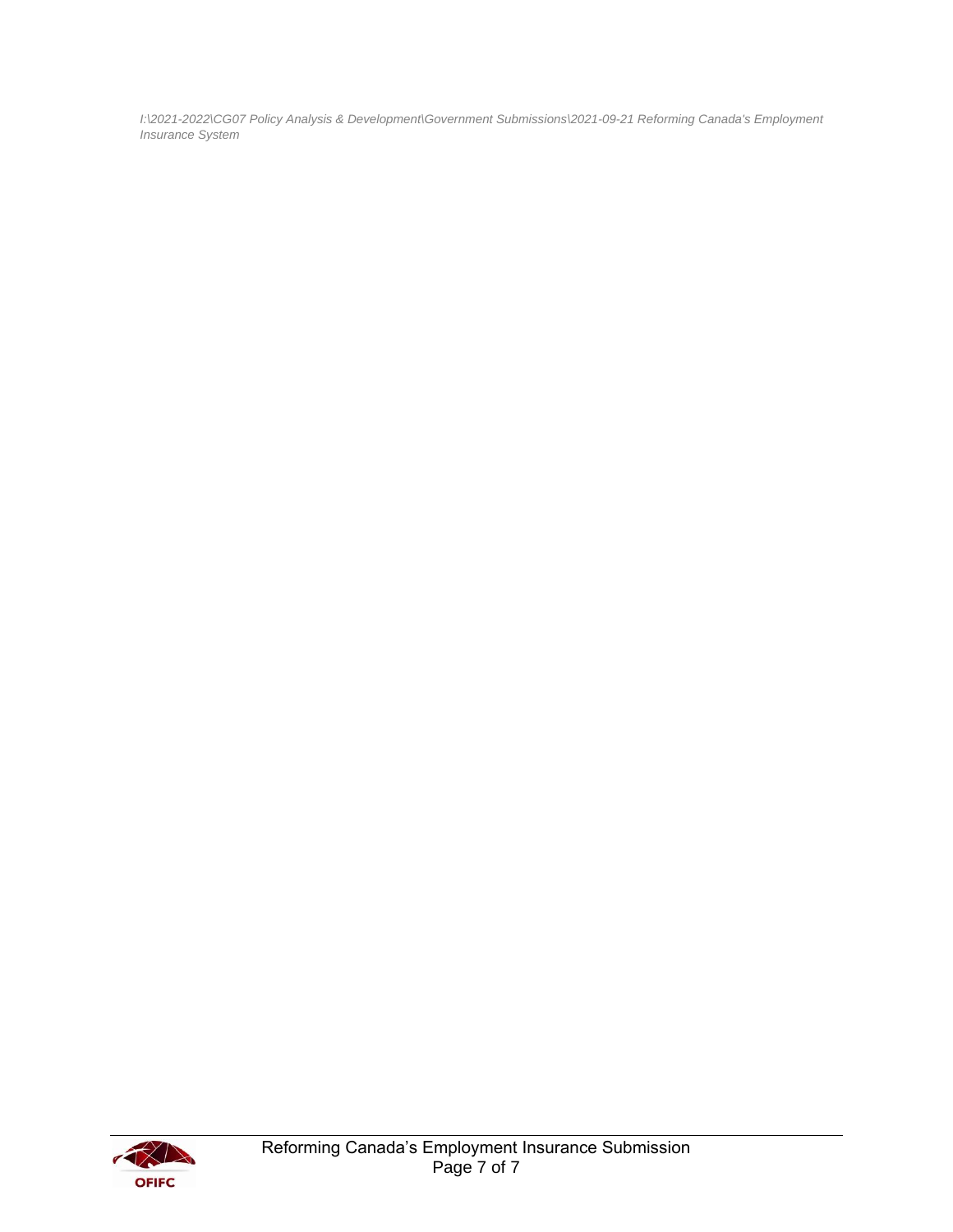*I:\2021-2022\CG07 Policy Analysis & Development\Government Submissions\2021-09-21 Reforming Canada's Employment Insurance System*